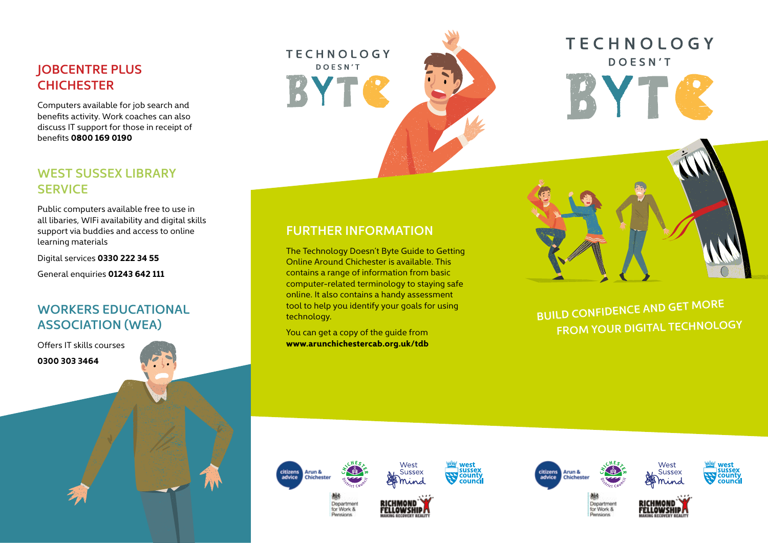## JOBCENTRE PLUS CHICHESTER

Computers available for job search and benefits activity. Work coaches can also discuss IT support for those in receipt of benefits **0800 169 0190**

## WEST SUSSEX LIBRARY SERVICE

Public computers available free to use in all libaries, WIFi availability and digital skills support via buddies and access to online learning materials

Digital services **0330 222 34 55**

General enquiries **01243 642 111**

## WORKERS EDUCATIONAL ASSOCIATION (WEA)

Offers IT skills courses

**0300 303 3464**

# TECHNOLOGY DOESN'T BYTE

## FURTHER INFORMATION

The Technology Doesn't Byte Guide to Getting Online Around Chichester is available. This contains a range of information from basic computer-related terminology to staying safe online. It also contains a handy assessment tool to help you identify your goals for using technology.

You can get a copy of the guide from **www.arunchichestercab.org.uk/tdb**

# TECHNOLOGY DOESN'T BYTE

BUILD CONFIDENCE AND GET MORE FROM YOUR DIGITAL TECHNOLOGY

citizens advice Arun & Chichester · Chichester District Council · West Sussex Mind · west sussex county council · Department for Work & Pensions · Richmond Fellowship Making Recovery Reality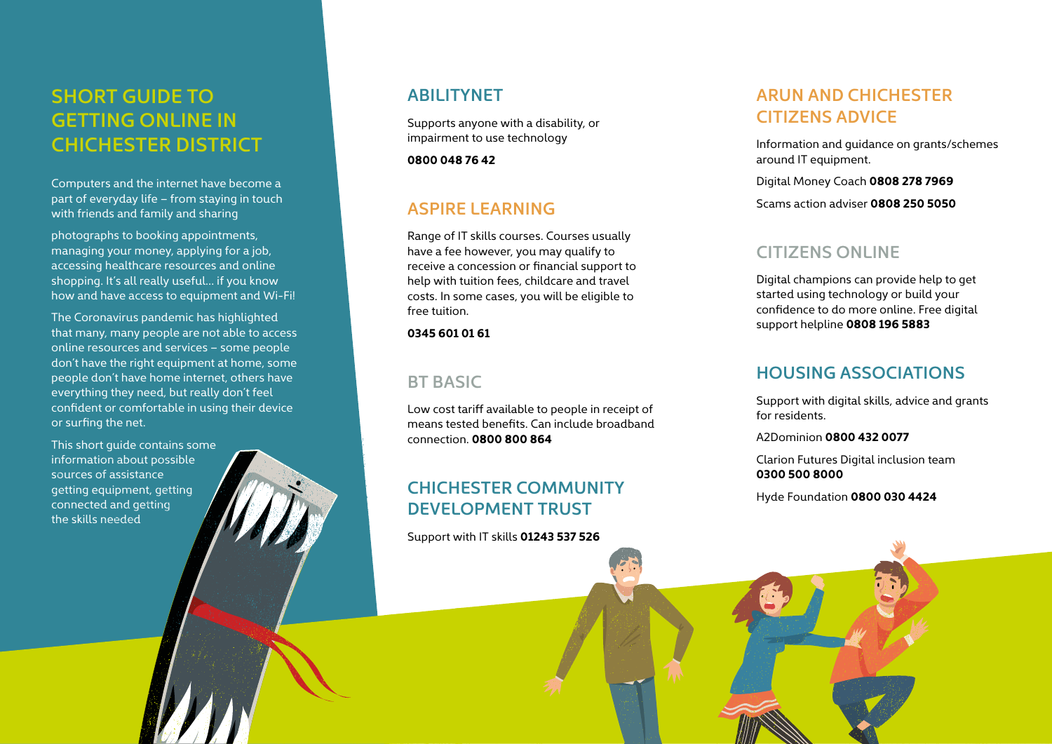# SHORT GUIDE TO GETTING ONLINE IN CHICHESTER DISTRICT

Computers and the internet have become a part of everyday life – from staying in touch with friends and family and sharing

photographs to booking appointments, managing your money, applying for a job, accessing healthcare resources and online shopping. It's all really useful… if you know how and have access to equipment and Wi-Fi!

The Coronavirus pandemic has highlighted that many, many people are not able to access online resources and services – some people don't have the right equipment at home, some people don't have home internet, others have everything they need, but really don't feel confident or comfortable in using their device or surfing the net.

This short guide contains some information about possible sources of assistance getting equipment, getting connected and getting the skills needed

## ABILITYNET

Supports anyone with a disability, or impairment to use technology

**0800 048 76 42**

## ASPIRE LEARNING

Range of IT skills courses. Courses usually have a fee however, you may qualify to receive a concession or financial support to help with tuition fees, childcare and travel costs. In some cases, you will be eligible to free tuition.

**0345 601 01 61**

## BT BASIC

Low cost tariff available to people in receipt of means tested benefits. Can include broadband connection. **0800 800 864**

## CHICHESTER COMMUNITY DEVELOPMENT TRUST

Support with IT skills **01243 537 526**

## ARUN AND CHICHESTER CITIZENS ADVICE

Information and guidance on grants/schemes around IT equipment.

Digital Money Coach **0808 278 7969**

Scams action adviser **0808 250 5050**

## CITIZENS ONLINE

Digital champions can provide help to get started using technology or build your confidence to do more online. Free digital support helpline **0808 196 5883**

## HOUSING ASSOCIATIONS

Support with digital skills, advice and grants for residents.

A2Dominion **0800 432 0077**

Clarion Futures Digital inclusion team **0300 500 8000**

Hyde Foundation **0800 030 4424**